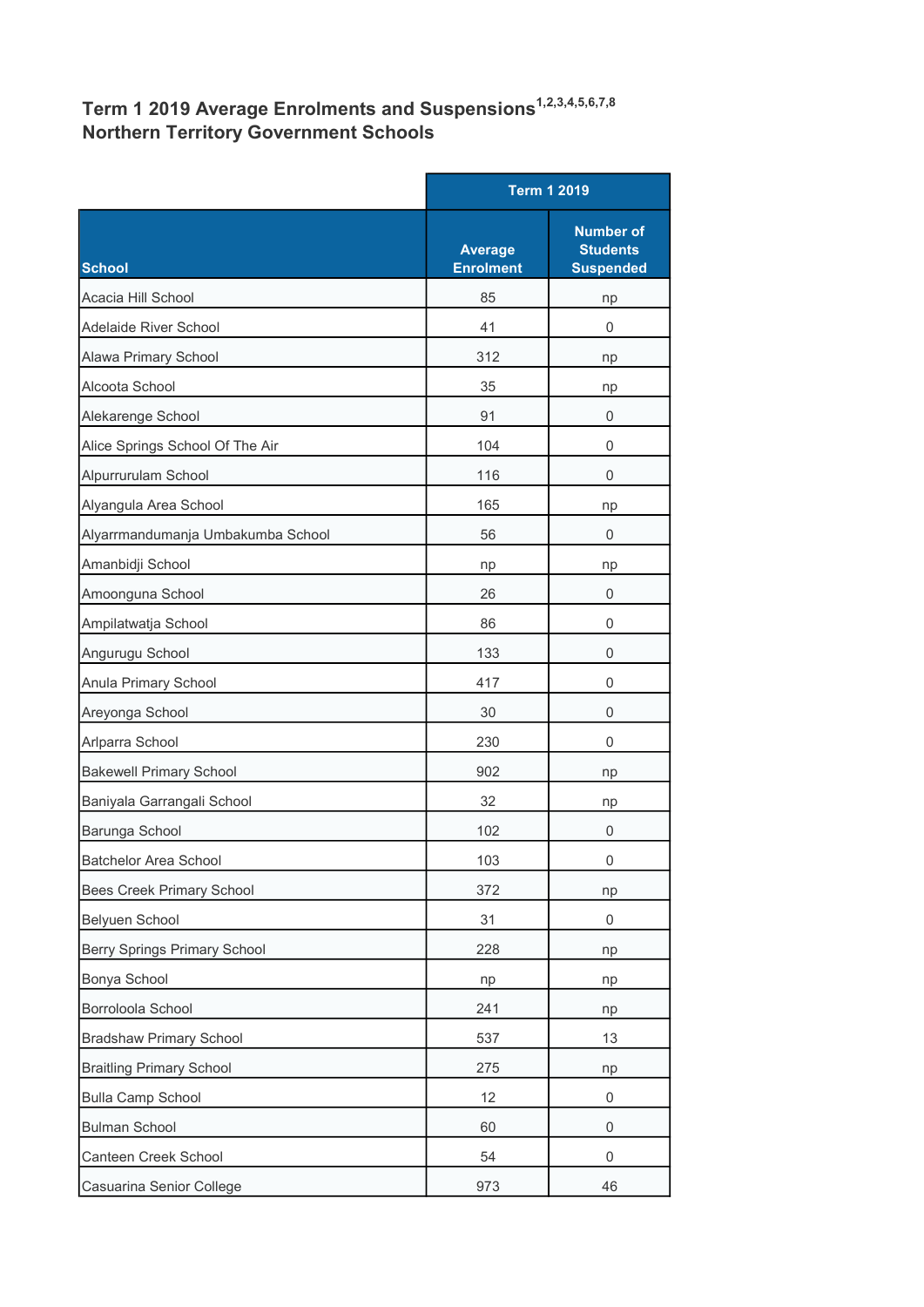# Term 1 2019 Average Enrolments and Suspensions[1,2,3,4,5,6,7,8]
## Northern Territory Government Schools

| | Term 1 2019 | |
|---|---|---|
| School | Average Enrolment | Number of Students Suspended |
| Acacia Hill School | 85 | np |
| Adelaide River School | 41 | 0 |
| Alawa Primary School | 312 | np |
| Alcoota School | 35 | np |
| Alekarenge School | 91 | 0 |
| Alice Springs School Of The Air | 104 | 0 |
| Alpurrurulam School | 116 | 0 |
| Alyangula Area School | 165 | np |
| Alyarrmandumanja Umbakumba School | 56 | 0 |
| Amanbidji School | np | np |
| Amoonguna School | 26 | 0 |
| Ampilatwatja School | 86 | 0 |
| Angurugu School | 133 | 0 |
| Anula Primary School | 417 | 0 |
| Areyonga School | 30 | 0 |
| Arlparra School | 230 | 0 |
| Bakewell Primary School | 902 | np |
| Baniyala Garrangali School | 32 | np |
| Barunga School | 102 | 0 |
| Batchelor Area School | 103 | 0 |
| Bees Creek Primary School | 372 | np |
| Belyuen School | 31 | 0 |
| Berry Springs Primary School | 228 | np |
| Bonya School | np | np |
| Borroloola School | 241 | np |
| Bradshaw Primary School | 537 | 13 |
| Braitling Primary School | 275 | np |
| Bulla Camp School | 12 | 0 |
| Bulman School | 60 | 0 |
| Canteen Creek School | 54 | 0 |
| Casuarina Senior College | 973 | 46 |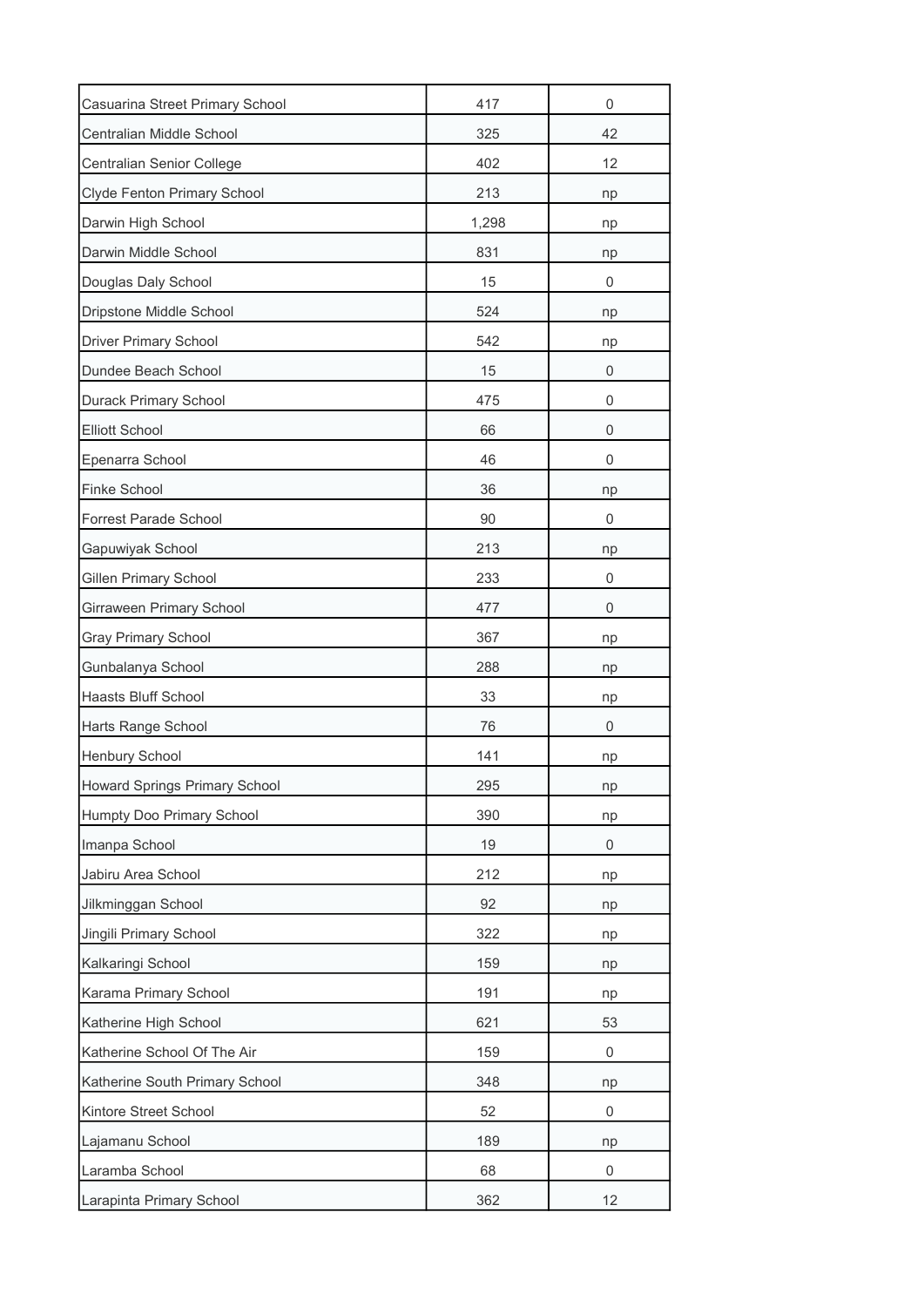| | | |
|---|---|---|
| Casuarina Street Primary School | 417 | 0 |
| Centralian Middle School | 325 | 42 |
| Centralian Senior College | 402 | 12 |
| Clyde Fenton Primary School | 213 | np |
| Darwin High School | 1,298 | np |
| Darwin Middle School | 831 | np |
| Douglas Daly School | 15 | 0 |
| Dripstone Middle School | 524 | np |
| Driver Primary School | 542 | np |
| Dundee Beach School | 15 | 0 |
| Durack Primary School | 475 | 0 |
| Elliott School | 66 | 0 |
| Epenarra School | 46 | 0 |
| Finke School | 36 | np |
| Forrest Parade School | 90 | 0 |
| Gapuwiyak School | 213 | np |
| Gillen Primary School | 233 | 0 |
| Girraween Primary School | 477 | 0 |
| Gray Primary School | 367 | np |
| Gunbalanya School | 288 | np |
| Haasts Bluff School | 33 | np |
| Harts Range School | 76 | 0 |
| Henbury School | 141 | np |
| Howard Springs Primary School | 295 | np |
| Humpty Doo Primary School | 390 | np |
| Imanpa School | 19 | 0 |
| Jabiru Area School | 212 | np |
| Jilkminggan School | 92 | np |
| Jingili Primary School | 322 | np |
| Kalkaringi School | 159 | np |
| Karama Primary School | 191 | np |
| Katherine High School | 621 | 53 |
| Katherine School Of The Air | 159 | 0 |
| Katherine South Primary School | 348 | np |
| Kintore Street School | 52 | 0 |
| Lajamanu School | 189 | np |
| Laramba School | 68 | 0 |
| Larapinta Primary School | 362 | 12 |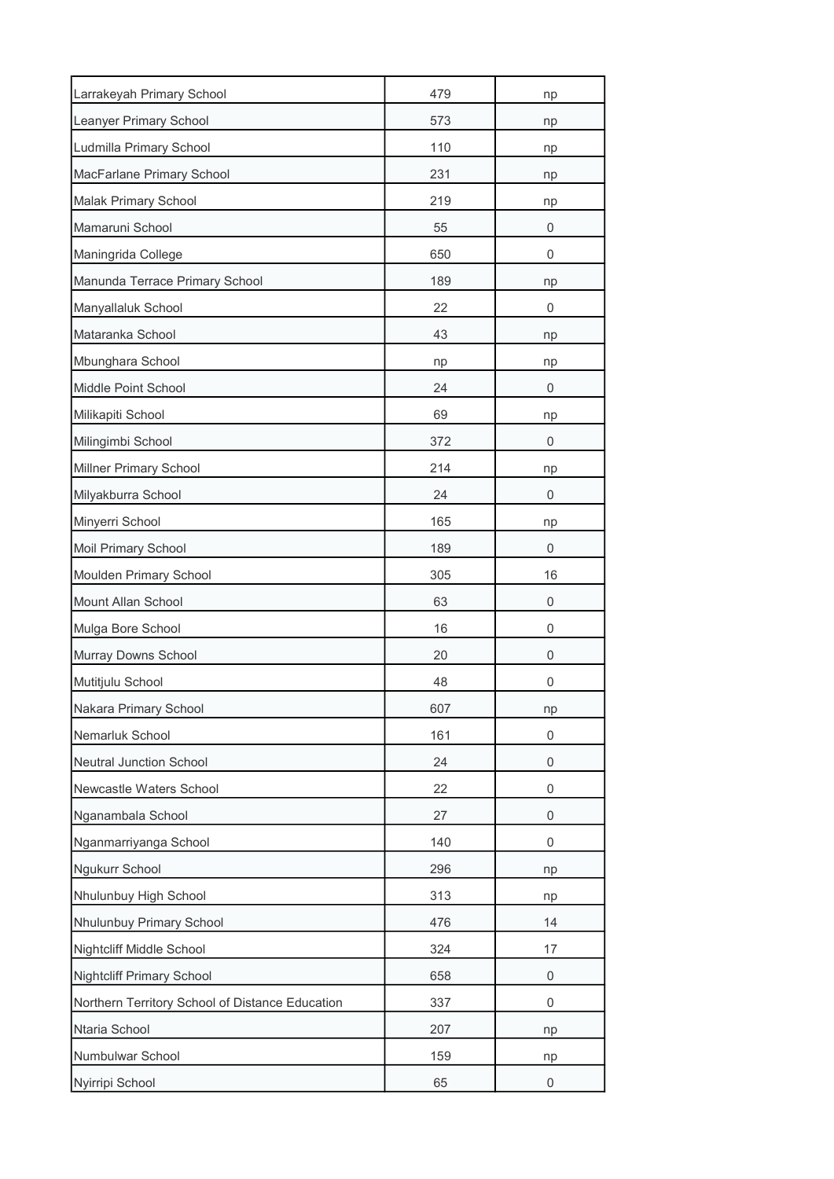| | | |
|---|---|---|
| Larrakeyah Primary School | 479 | np |
| Leanyer Primary School | 573 | np |
| Ludmilla Primary School | 110 | np |
| MacFarlane Primary School | 231 | np |
| Malak Primary School | 219 | np |
| Mamaruni School | 55 | 0 |
| Maningrida College | 650 | 0 |
| Manunda Terrace Primary School | 189 | np |
| Manyallaluk School | 22 | 0 |
| Mataranka School | 43 | np |
| Mbunghara School | np | np |
| Middle Point School | 24 | 0 |
| Milikapiti School | 69 | np |
| Milingimbi School | 372 | 0 |
| Millner Primary School | 214 | np |
| Milyakburra School | 24 | 0 |
| Minyerri School | 165 | np |
| Moil Primary School | 189 | 0 |
| Moulden Primary School | 305 | 16 |
| Mount Allan School | 63 | 0 |
| Mulga Bore School | 16 | 0 |
| Murray Downs School | 20 | 0 |
| Mutitjulu School | 48 | 0 |
| Nakara Primary School | 607 | np |
| Nemarluk School | 161 | 0 |
| Neutral Junction School | 24 | 0 |
| Newcastle Waters School | 22 | 0 |
| Nganambala School | 27 | 0 |
| Nganmarriyanga School | 140 | 0 |
| Ngukurr School | 296 | np |
| Nhulunbuy High School | 313 | np |
| Nhulunbuy Primary School | 476 | 14 |
| Nightcliff Middle School | 324 | 17 |
| Nightcliff Primary School | 658 | 0 |
| Northern Territory School of Distance Education | 337 | 0 |
| Ntaria School | 207 | np |
| Numbulwar School | 159 | np |
| Nyirripi School | 65 | 0 |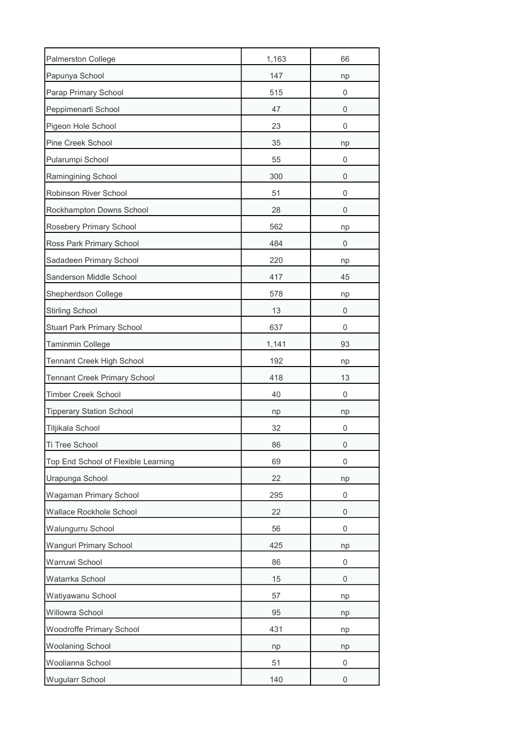| | | |
|---|---|---|
| Palmerston College | 1,163 | 66 |
| Papunya School | 147 | np |
| Parap Primary School | 515 | 0 |
| Peppimenarti School | 47 | 0 |
| Pigeon Hole School | 23 | 0 |
| Pine Creek School | 35 | np |
| Pularumpi School | 55 | 0 |
| Ramingining School | 300 | 0 |
| Robinson River School | 51 | 0 |
| Rockhampton Downs School | 28 | 0 |
| Rosebery Primary School | 562 | np |
| Ross Park Primary School | 484 | 0 |
| Sadadeen Primary School | 220 | np |
| Sanderson Middle School | 417 | 45 |
| Shepherdson College | 578 | np |
| Stirling School | 13 | 0 |
| Stuart Park Primary School | 637 | 0 |
| Taminmin College | 1,141 | 93 |
| Tennant Creek High School | 192 | np |
| Tennant Creek Primary School | 418 | 13 |
| Timber Creek School | 40 | 0 |
| Tipperary Station School | np | np |
| Titjikala School | 32 | 0 |
| Ti Tree School | 86 | 0 |
| Top End School of Flexible Learning | 69 | 0 |
| Urapunga School | 22 | np |
| Wagaman Primary School | 295 | 0 |
| Wallace Rockhole School | 22 | 0 |
| Walungurru School | 56 | 0 |
| Wanguri Primary School | 425 | np |
| Warruwi School | 86 | 0 |
| Watarrka School | 15 | 0 |
| Watiyawanu School | 57 | np |
| Willowra School | 95 | np |
| Woodroffe Primary School | 431 | np |
| Woolaning School | np | np |
| Woolianna School | 51 | 0 |
| Wugularr School | 140 | 0 |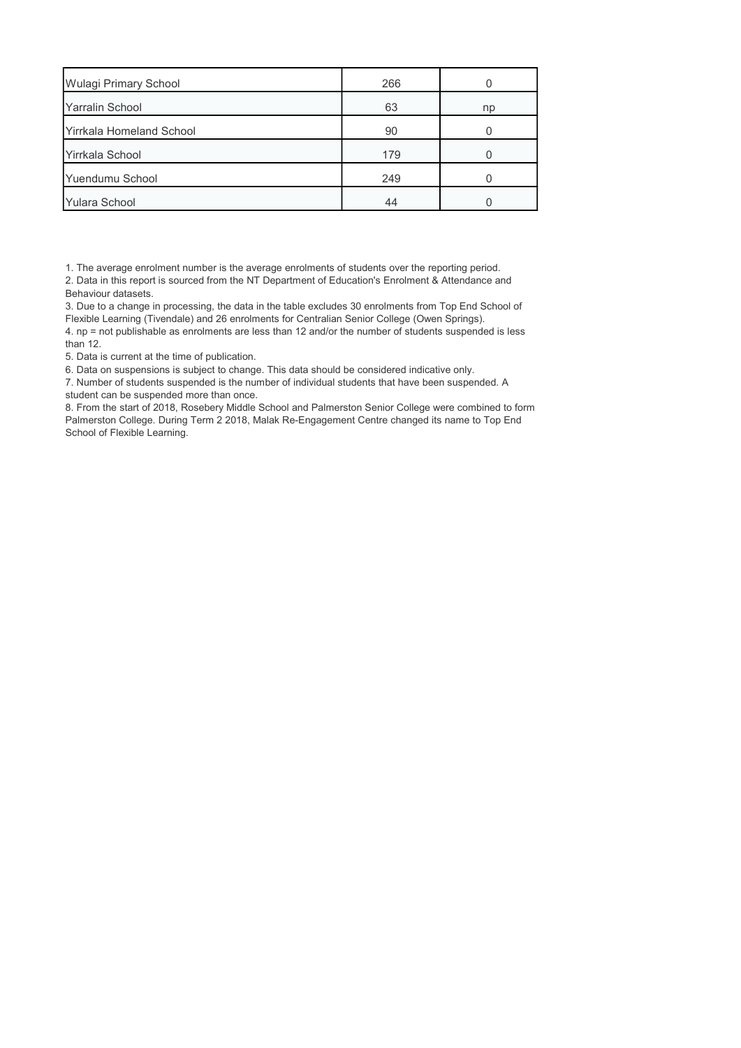| | | |
|---|---|---|
| Wulagi Primary School | 266 | 0 |
| Yarralin School | 63 | np |
| Yirrkala Homeland School | 90 | 0 |
| Yirrkala School | 179 | 0 |
| Yuendumu School | 249 | 0 |
| Yulara School | 44 | 0 |

1. The average enrolment number is the average enrolments of students over the reporting period.
2. Data in this report is sourced from the NT Department of Education's Enrolment & Attendance and Behaviour datasets.
3. Due to a change in processing, the data in the table excludes 30 enrolments from Top End School of Flexible Learning (Tivendale) and 26 enrolments for Centralian Senior College (Owen Springs).
4. np = not publishable as enrolments are less than 12 and/or the number of students suspended is less than 12.
5. Data is current at the time of publication.
6. Data on suspensions is subject to change. This data should be considered indicative only.
7. Number of students suspended is the number of individual students that have been suspended. A student can be suspended more than once.
8. From the start of 2018, Rosebery Middle School and Palmerston Senior College were combined to form Palmerston College. During Term 2 2018, Malak Re-Engagement Centre changed its name to Top End School of Flexible Learning.